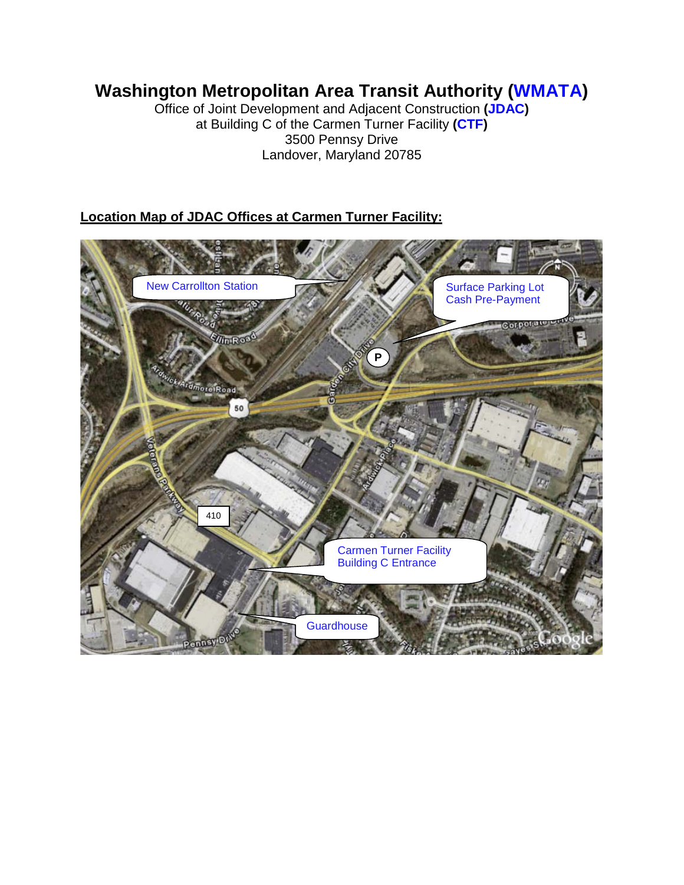# Washington Metropolitan Area Transit Authority (WMATA)

Office of Joint Development and Adjacent Construction (JDAC)
at Building C of the Carmen Turner Facility (CTF)
3500 Pennsy Drive
Landover, Maryland 20785

**Location Map of JDAC Offices at Carmen Turner Facility:**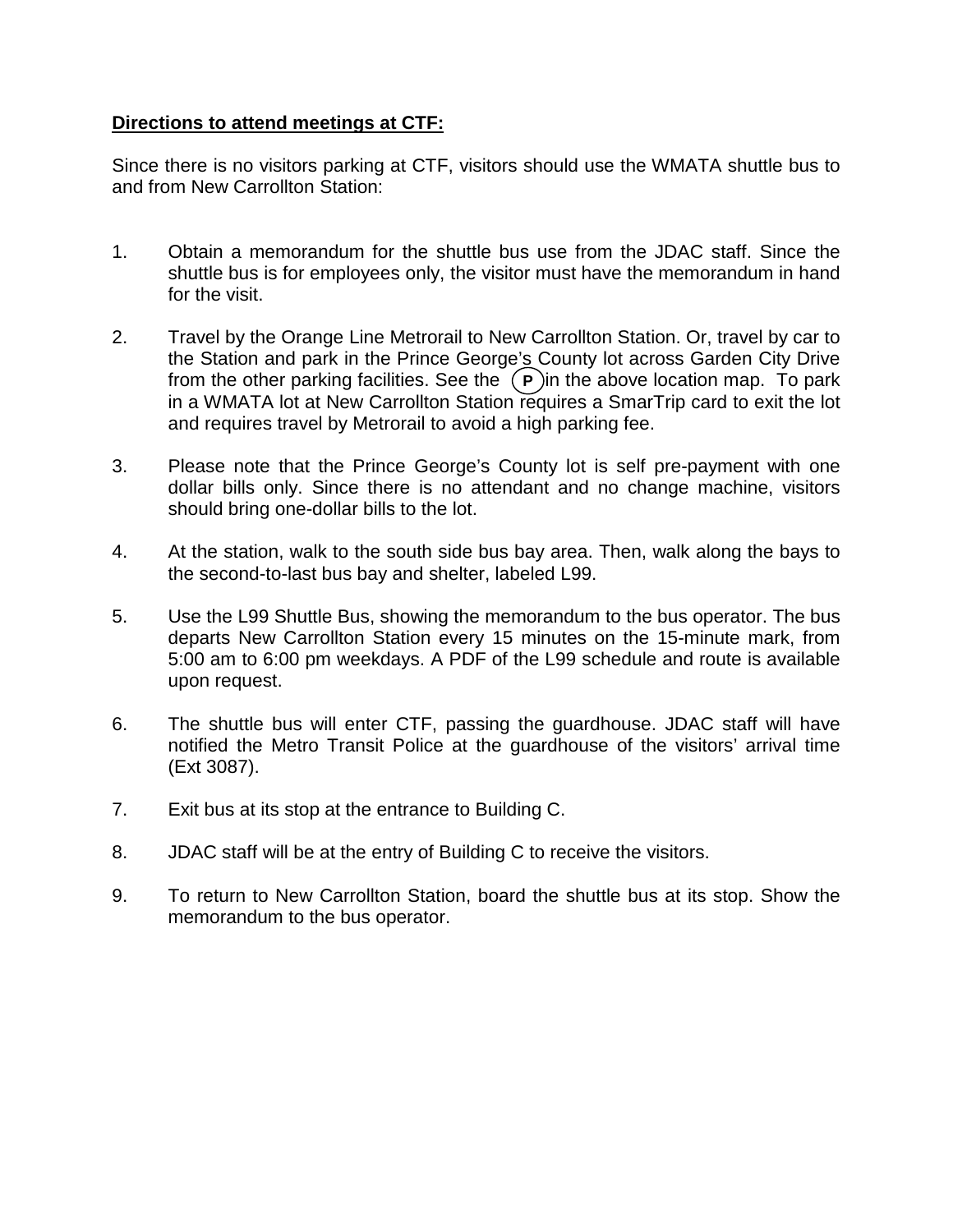**Directions to attend meetings at CTF:**

Since there is no visitors parking at CTF, visitors should use the WMATA shuttle bus to and from New Carrollton Station:

1. Obtain a memorandum for the shuttle bus use from the JDAC staff. Since the shuttle bus is for employees only, the visitor must have the memorandum in hand for the visit.

2. Travel by the Orange Line Metrorail to New Carrollton Station. Or, travel by car to the Station and park in the Prince George's County lot across Garden City Drive from the other parking facilities. See the (P) in the above location map. To park in a WMATA lot at New Carrollton Station requires a SmarTrip card to exit the lot and requires travel by Metrorail to avoid a high parking fee.

3. Please note that the Prince George's County lot is self pre-payment with one dollar bills only. Since there is no attendant and no change machine, visitors should bring one-dollar bills to the lot.

4. At the station, walk to the south side bus bay area. Then, walk along the bays to the second-to-last bus bay and shelter, labeled L99.

5. Use the L99 Shuttle Bus, showing the memorandum to the bus operator. The bus departs New Carrollton Station every 15 minutes on the 15-minute mark, from 5:00 am to 6:00 pm weekdays. A PDF of the L99 schedule and route is available upon request.

6. The shuttle bus will enter CTF, passing the guardhouse. JDAC staff will have notified the Metro Transit Police at the guardhouse of the visitors' arrival time (Ext 3087).

7. Exit bus at its stop at the entrance to Building C.

8. JDAC staff will be at the entry of Building C to receive the visitors.

9. To return to New Carrollton Station, board the shuttle bus at its stop. Show the memorandum to the bus operator.